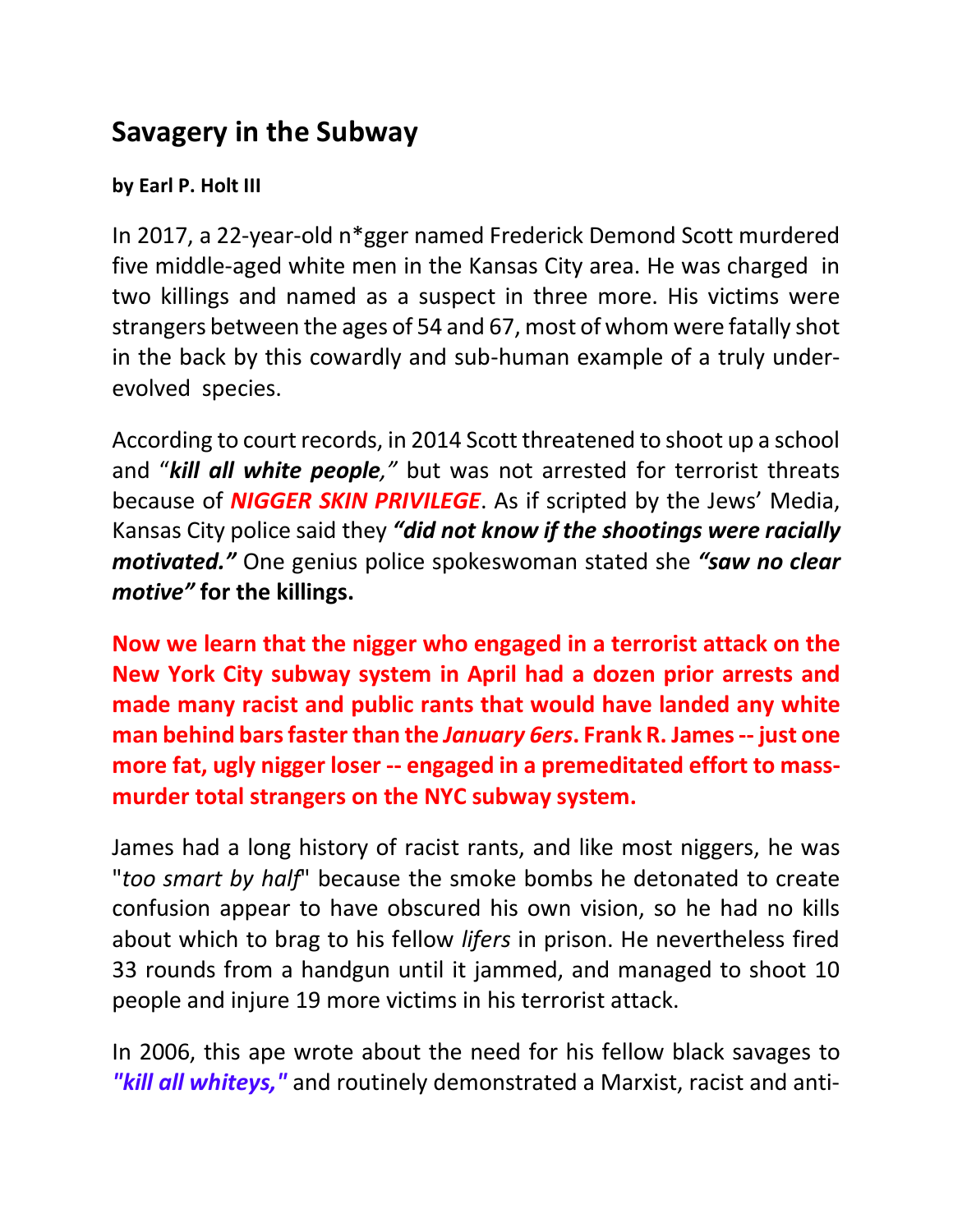# Savagery in the Subway

**by Earl P. Holt III**

In 2017, a 22-year-old n*gger named Frederick Demond Scott murdered five middle-aged white men in the Kansas City area. He was charged in two killings and named as a suspect in three more. His victims were strangers between the ages of 54 and 67, most of whom were fatally shot in the back by this cowardly and sub-human example of a truly under-evolved species.

According to court records, in 2014 Scott threatened to shoot up a school and "***kill all white people,***" but was not arrested for terrorist threats because of ***NIGGER SKIN PRIVILEGE***. As if scripted by the Jews' Media, Kansas City police said they ***"did not know if the shootings were racially motivated."*** One genius police spokeswoman stated she ***"saw no clear motive"*** **for the killings.**

**Now we learn that the nigger who engaged in a terrorist attack on the New York City subway system in April had a dozen prior arrests and made many racist and public rants that would have landed any white man behind bars faster than the *January 6ers*. Frank R. James -- just one more fat, ugly nigger loser -- engaged in a premeditated effort to mass-murder total strangers on the NYC subway system.**

James had a long history of racist rants, and like most niggers, he was "*too smart by half*" because the smoke bombs he detonated to create confusion appear to have obscured his own vision, so he had no kills about which to brag to his fellow *lifers* in prison. He nevertheless fired 33 rounds from a handgun until it jammed, and managed to shoot 10 people and injure 19 more victims in his terrorist attack.

In 2006, this ape wrote about the need for his fellow black savages to ***"kill all whiteys,"*** and routinely demonstrated a Marxist, racist and anti-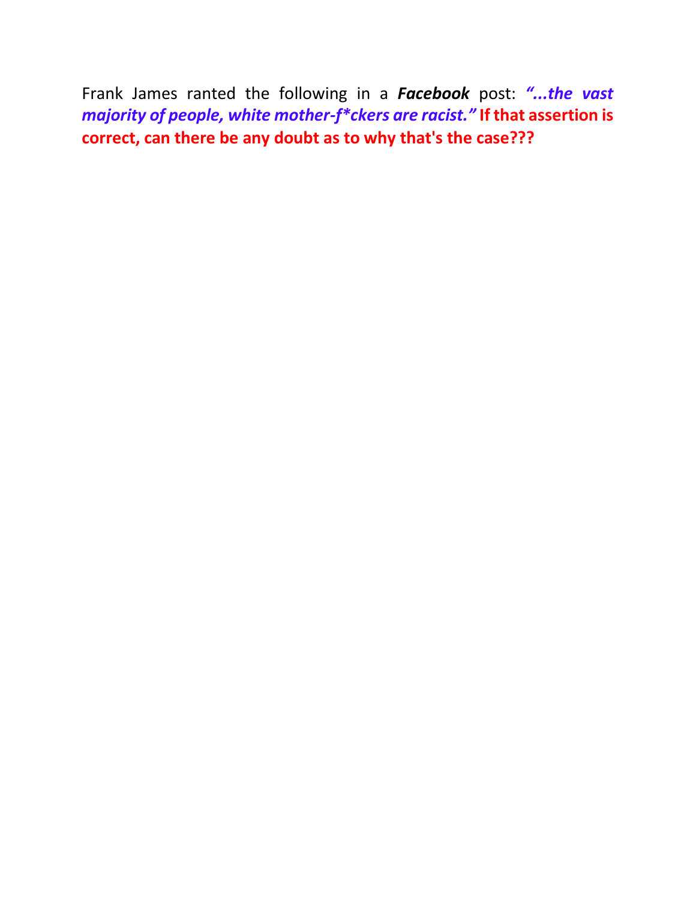Frank James ranted the following in a ***Facebook*** post: ***"...the vast majority of people, white mother-f*ckers are racist."*** **If that assertion is correct, can there be any doubt as to why that's the case???**